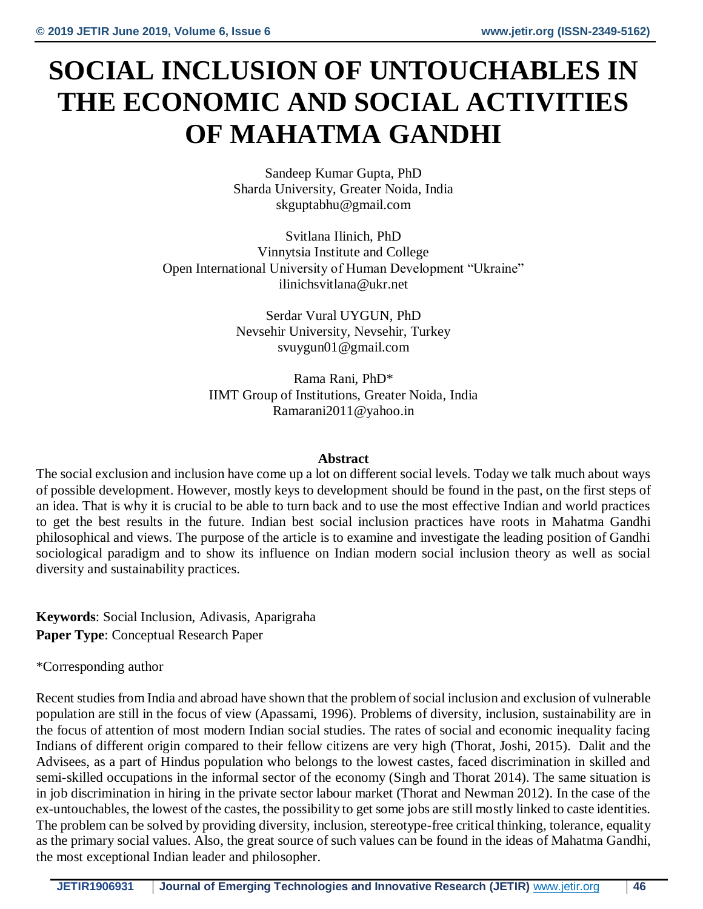# SOCIAL INCLUSION OF UNTOUCHABLES IN THE ECONOMIC AND SOCIAL ACTIVITIES OF MAHATMA GANDHI

Sandeep Kumar Gupta, PhD
Sharda University, Greater Noida, India
skguptabhu@gmail.com

Svitlana Ilinich, PhD
Vinnytsia Institute and College
Open International University of Human Development "Ukraine"
ilinichsvitlana@ukr.net

Serdar Vural UYGUN, PhD
Nevsehir University, Nevsehir, Turkey
svuygun01@gmail.com

Rama Rani, PhD*
IIMT Group of Institutions, Greater Noida, India
Ramarani2011@yahoo.in

## Abstract

The social exclusion and inclusion have come up a lot on different social levels. Today we talk much about ways of possible development. However, mostly keys to development should be found in the past, on the first steps of an idea. That is why it is crucial to be able to turn back and to use the most effective Indian and world practices to get the best results in the future. Indian best social inclusion practices have roots in Mahatma Gandhi philosophical and views. The purpose of the article is to examine and investigate the leading position of Gandhi sociological paradigm and to show its influence on Indian modern social inclusion theory as well as social diversity and sustainability practices.

**Keywords**: Social Inclusion, Adivasis, Aparigraha
**Paper Type**: Conceptual Research Paper

*Corresponding author

Recent studies from India and abroad have shown that the problem of social inclusion and exclusion of vulnerable population are still in the focus of view (Apassami, 1996). Problems of diversity, inclusion, sustainability are in the focus of attention of most modern Indian social studies. The rates of social and economic inequality facing Indians of different origin compared to their fellow citizens are very high (Thorat, Joshi, 2015). Dalit and the Advisees, as a part of Hindus population who belongs to the lowest castes, faced discrimination in skilled and semi-skilled occupations in the informal sector of the economy (Singh and Thorat 2014). The same situation is in job discrimination in hiring in the private sector labour market (Thorat and Newman 2012). In the case of the ex-untouchables, the lowest of the castes, the possibility to get some jobs are still mostly linked to caste identities. The problem can be solved by providing diversity, inclusion, stereotype-free critical thinking, tolerance, equality as the primary social values. Also, the great source of such values can be found in the ideas of Mahatma Gandhi, the most exceptional Indian leader and philosopher.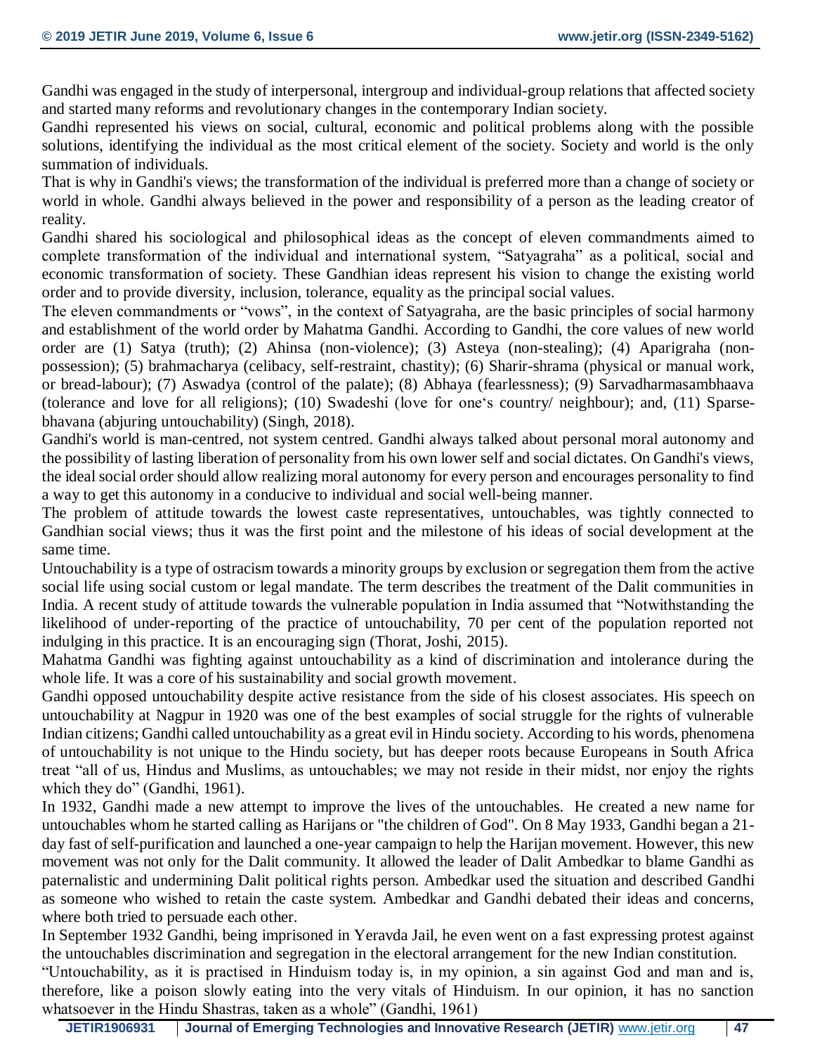Gandhi was engaged in the study of interpersonal, intergroup and individual-group relations that affected society and started many reforms and revolutionary changes in the contemporary Indian society.

Gandhi represented his views on social, cultural, economic and political problems along with the possible solutions, identifying the individual as the most critical element of the society. Society and world is the only summation of individuals.

That is why in Gandhi's views; the transformation of the individual is preferred more than a change of society or world in whole. Gandhi always believed in the power and responsibility of a person as the leading creator of reality.

Gandhi shared his sociological and philosophical ideas as the concept of eleven commandments aimed to complete transformation of the individual and international system, "Satyagraha" as a political, social and economic transformation of society. These Gandhian ideas represent his vision to change the existing world order and to provide diversity, inclusion, tolerance, equality as the principal social values.

The eleven commandments or "vows", in the context of Satyagraha, are the basic principles of social harmony and establishment of the world order by Mahatma Gandhi. According to Gandhi, the core values of new world order are (1) Satya (truth); (2) Ahinsa (non-violence); (3) Asteya (non-stealing); (4) Aparigraha (non-possession); (5) brahmacharya (celibacy, self-restraint, chastity); (6) Sharir-shrama (physical or manual work, or bread-labour); (7) Aswadya (control of the palate); (8) Abhaya (fearlessness); (9) Sarvadharmasambhaava (tolerance and love for all religions); (10) Swadeshi (love for one's country/ neighbour); and, (11) Sparse-bhavana (abjuring untouchability) (Singh, 2018).

Gandhi's world is man-centred, not system centred. Gandhi always talked about personal moral autonomy and the possibility of lasting liberation of personality from his own lower self and social dictates. On Gandhi's views, the ideal social order should allow realizing moral autonomy for every person and encourages personality to find a way to get this autonomy in a conducive to individual and social well-being manner.

The problem of attitude towards the lowest caste representatives, untouchables, was tightly connected to Gandhian social views; thus it was the first point and the milestone of his ideas of social development at the same time.

Untouchability is a type of ostracism towards a minority groups by exclusion or segregation them from the active social life using social custom or legal mandate. The term describes the treatment of the Dalit communities in India. A recent study of attitude towards the vulnerable population in India assumed that "Notwithstanding the likelihood of under-reporting of the practice of untouchability, 70 per cent of the population reported not indulging in this practice. It is an encouraging sign (Thorat, Joshi, 2015).

Mahatma Gandhi was fighting against untouchability as a kind of discrimination and intolerance during the whole life. It was a core of his sustainability and social growth movement.

Gandhi opposed untouchability despite active resistance from the side of his closest associates. His speech on untouchability at Nagpur in 1920 was one of the best examples of social struggle for the rights of vulnerable Indian citizens; Gandhi called untouchability as a great evil in Hindu society. According to his words, phenomena of untouchability is not unique to the Hindu society, but has deeper roots because Europeans in South Africa treat "all of us, Hindus and Muslims, as untouchables; we may not reside in their midst, nor enjoy the rights which they do" (Gandhi, 1961).

In 1932, Gandhi made a new attempt to improve the lives of the untouchables. He created a new name for untouchables whom he started calling as Harijans or "the children of God". On 8 May 1933, Gandhi began a 21-day fast of self-purification and launched a one-year campaign to help the Harijan movement. However, this new movement was not only for the Dalit community. It allowed the leader of Dalit Ambedkar to blame Gandhi as paternalistic and undermining Dalit political rights person. Ambedkar used the situation and described Gandhi as someone who wished to retain the caste system. Ambedkar and Gandhi debated their ideas and concerns, where both tried to persuade each other.

In September 1932 Gandhi, being imprisoned in Yeravda Jail, he even went on a fast expressing protest against the untouchables discrimination and segregation in the electoral arrangement for the new Indian constitution.

"Untouchability, as it is practised in Hinduism today is, in my opinion, a sin against God and man and is, therefore, like a poison slowly eating into the very vitals of Hinduism. In our opinion, it has no sanction whatsoever in the Hindu Shastras, taken as a whole" (Gandhi, 1961)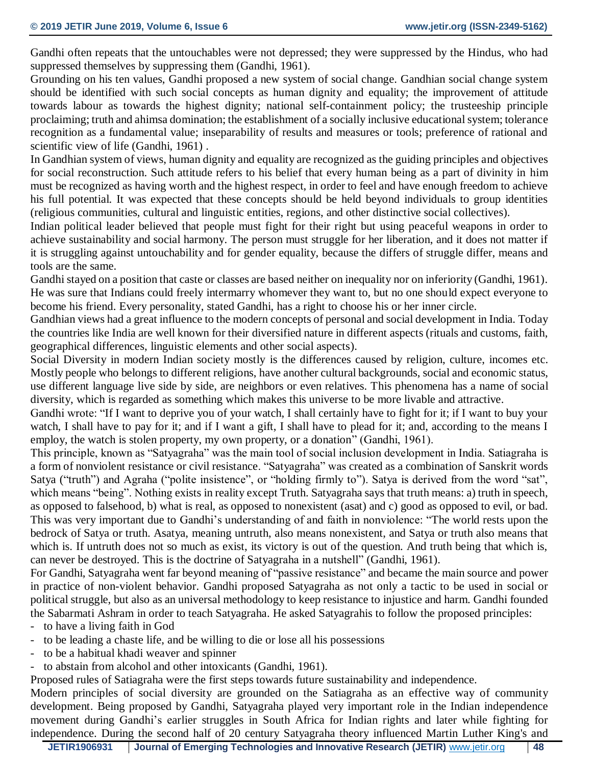Gandhi often repeats that the untouchables were not depressed; they were suppressed by the Hindus, who had suppressed themselves by suppressing them (Gandhi, 1961).

Grounding on his ten values, Gandhi proposed a new system of social change. Gandhian social change system should be identified with such social concepts as human dignity and equality; the improvement of attitude towards labour as towards the highest dignity; national self-containment policy; the trusteeship principle proclaiming; truth and ahimsa domination; the establishment of a socially inclusive educational system; tolerance recognition as a fundamental value; inseparability of results and measures or tools; preference of rational and scientific view of life (Gandhi, 1961) .

In Gandhian system of views, human dignity and equality are recognized as the guiding principles and objectives for social reconstruction. Such attitude refers to his belief that every human being as a part of divinity in him must be recognized as having worth and the highest respect, in order to feel and have enough freedom to achieve his full potential. It was expected that these concepts should be held beyond individuals to group identities (religious communities, cultural and linguistic entities, regions, and other distinctive social collectives).

Indian political leader believed that people must fight for their right but using peaceful weapons in order to achieve sustainability and social harmony. The person must struggle for her liberation, and it does not matter if it is struggling against untouchability and for gender equality, because the differs of struggle differ, means and tools are the same.

Gandhi stayed on a position that caste or classes are based neither on inequality nor on inferiority (Gandhi, 1961). He was sure that Indians could freely intermarry whomever they want to, but no one should expect everyone to become his friend. Every personality, stated Gandhi, has a right to choose his or her inner circle.

Gandhian views had a great influence to the modern concepts of personal and social development in India. Today the countries like India are well known for their diversified nature in different aspects (rituals and customs, faith, geographical differences, linguistic elements and other social aspects).

Social Diversity in modern Indian society mostly is the differences caused by religion, culture, incomes etc. Mostly people who belongs to different religions, have another cultural backgrounds, social and economic status, use different language live side by side, are neighbors or even relatives. This phenomena has a name of social diversity, which is regarded as something which makes this universe to be more livable and attractive.

Gandhi wrote: "If I want to deprive you of your watch, I shall certainly have to fight for it; if I want to buy your watch, I shall have to pay for it; and if I want a gift, I shall have to plead for it; and, according to the means I employ, the watch is stolen property, my own property, or a donation" (Gandhi, 1961).

This principle, known as "Satyagraha" was the main tool of social inclusion development in India. Satiagraha is a form of nonviolent resistance or civil resistance. "Satyagraha" was created as a combination of Sanskrit words Satya ("truth") and Agraha ("polite insistence", or "holding firmly to"). Satya is derived from the word "sat", which means "being". Nothing exists in reality except Truth. Satyagraha says that truth means: a) truth in speech, as opposed to falsehood, b) what is real, as opposed to nonexistent (asat) and c) good as opposed to evil, or bad. This was very important due to Gandhi's understanding of and faith in nonviolence: "The world rests upon the bedrock of Satya or truth. Asatya, meaning untruth, also means nonexistent, and Satya or truth also means that which is. If untruth does not so much as exist, its victory is out of the question. And truth being that which is, can never be destroyed. This is the doctrine of Satyagraha in a nutshell" (Gandhi, 1961).

For Gandhi, Satyagraha went far beyond meaning of "passive resistance" and became the main source and power in practice of non-violent behavior. Gandhi proposed Satyagraha as not only a tactic to be used in social or political struggle, but also as an universal methodology to keep resistance to injustice and harm. Gandhi founded the Sabarmati Ashram in order to teach Satyagraha. He asked Satyagrahis to follow the proposed principles:

- to have a living faith in God
- to be leading a chaste life, and be willing to die or lose all his possessions
- to be a habitual khadi weaver and spinner
- to abstain from alcohol and other intoxicants (Gandhi, 1961).

Proposed rules of Satiagraha were the first steps towards future sustainability and independence.

Modern principles of social diversity are grounded on the Satiagraha as an effective way of community development. Being proposed by Gandhi, Satyagraha played very important role in the Indian independence movement during Gandhi's earlier struggles in South Africa for Indian rights and later while fighting for independence. During the second half of 20 century Satyagraha theory influenced Martin Luther King's and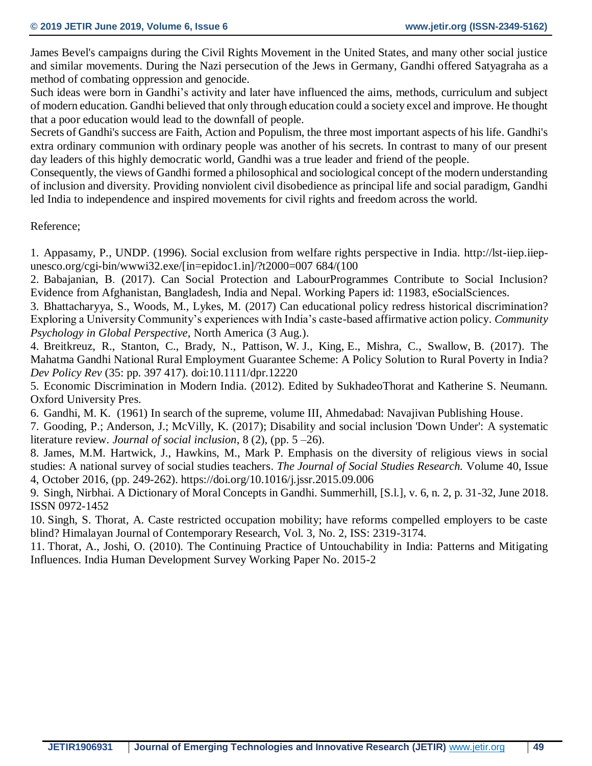James Bevel's campaigns during the Civil Rights Movement in the United States, and many other social justice and similar movements. During the Nazi persecution of the Jews in Germany, Gandhi offered Satyagraha as a method of combating oppression and genocide.

Such ideas were born in Gandhi's activity and later have influenced the aims, methods, curriculum and subject of modern education. Gandhi believed that only through education could a society excel and improve. He thought that a poor education would lead to the downfall of people.

Secrets of Gandhi's success are Faith, Action and Populism, the three most important aspects of his life. Gandhi's extra ordinary communion with ordinary people was another of his secrets. In contrast to many of our present day leaders of this highly democratic world, Gandhi was a true leader and friend of the people.

Consequently, the views of Gandhi formed a philosophical and sociological concept of the modern understanding of inclusion and diversity. Providing nonviolent civil disobedience as principal life and social paradigm, Gandhi led India to independence and inspired movements for civil rights and freedom across the world.

Reference;

1. Appasamy, P., UNDP. (1996). Social exclusion from welfare rights perspective in India. http://lst-iiep.iiep-unesco.org/cgi-bin/wwwi32.exe/[in=epidoc1.in]/?t2000=007 684/(100
2. Babajanian, B. (2017). Can Social Protection and LabourProgrammes Contribute to Social Inclusion? Evidence from Afghanistan, Bangladesh, India and Nepal. Working Papers id: 11983, eSocialSciences.
3. Bhattacharyya, S., Woods, M., Lykes, M. (2017) Can educational policy redress historical discrimination? Exploring a University Community's experiences with India's caste-based affirmative action policy. *Community Psychology in Global Perspective*, North America (3 Aug.).
4. Breitkreuz, R., Stanton, C., Brady, N., Pattison, W. J., King, E., Mishra, C., Swallow, B. (2017). The Mahatma Gandhi National Rural Employment Guarantee Scheme: A Policy Solution to Rural Poverty in India? *Dev Policy Rev* (35: pp. 397 417). doi:10.1111/dpr.12220
5. Economic Discrimination in Modern India. (2012). Edited by SukhadeoThorat and Katherine S. Neumann. Oxford University Pres.
6. Gandhi, M. K. (1961) In search of the supreme, volume III, Ahmedabad: Navajivan Publishing House.
7. Gooding, P.; Anderson, J.; McVilly, K. (2017); Disability and social inclusion 'Down Under': A systematic literature review. *Journal of social inclusion*, 8 (2), (pp. 5 –26).
8. James, M.M. Hartwick, J., Hawkins, M., Mark P. Emphasis on the diversity of religious views in social studies: A national survey of social studies teachers. *The Journal of Social Studies Research.* Volume 40, Issue 4, October 2016, (pp. 249-262). https://doi.org/10.1016/j.jssr.2015.09.006
9. Singh, Nirbhai. A Dictionary of Moral Concepts in Gandhi. Summerhill, [S.l.], v. 6, n. 2, p. 31-32, June 2018. ISSN 0972-1452
10. Singh, S. Thorat, A. Caste restricted occupation mobility; have reforms compelled employers to be caste blind? Himalayan Journal of Contemporary Research, Vol. 3, No. 2, ISS: 2319-3174.
11. Thorat, A., Joshi, O. (2010). The Continuing Practice of Untouchability in India: Patterns and Mitigating Influences. India Human Development Survey Working Paper No. 2015-2